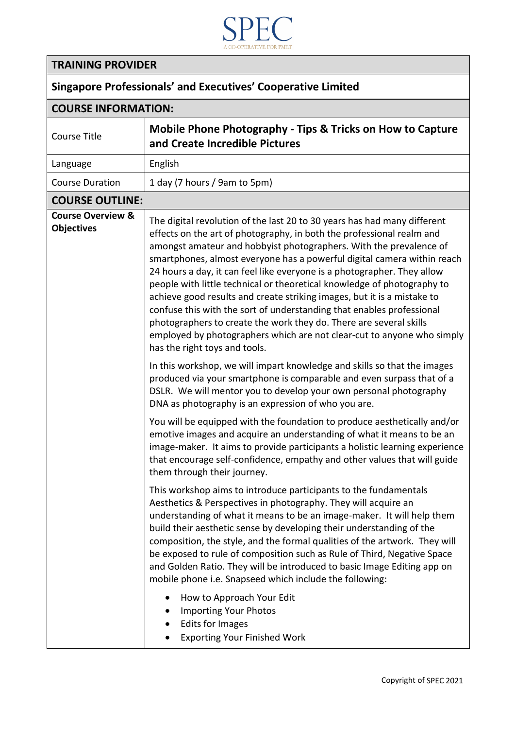SPEC

A CO-OPERATIVE FOR PMET

| TRAINING PROVIDER | |
|---|---|
| **Singapore Professionals' and Executives' Cooperative Limited** | |
| **COURSE INFORMATION:** | |
| Course Title | **Mobile Phone Photography - Tips & Tricks on How to Capture and Create Incredible Pictures** |
| Language | English |
| Course Duration | 1 day (7 hours / 9am to 5pm) |
| **COURSE OUTLINE:** | |
| **Course Overview & Objectives** | The digital revolution of the last 20 to 30 years has had many different effects on the art of photography, in both the professional realm and amongst amateur and hobbyist photographers. With the prevalence of smartphones, almost everyone has a powerful digital camera within reach 24 hours a day, it can feel like everyone is a photographer. They allow people with little technical or theoretical knowledge of photography to achieve good results and create striking images, but it is a mistake to confuse this with the sort of understanding that enables professional photographers to create the work they do. There are several skills employed by photographers which are not clear-cut to anyone who simply has the right toys and tools.<br><br>In this workshop, we will impart knowledge and skills so that the images produced via your smartphone is comparable and even surpass that of a DSLR. We will mentor you to develop your own personal photography DNA as photography is an expression of who you are.<br><br>You will be equipped with the foundation to produce aesthetically and/or emotive images and acquire an understanding of what it means to be an image-maker. It aims to provide participants a holistic learning experience that encourage self-confidence, empathy and other values that will guide them through their journey.<br><br>This workshop aims to introduce participants to the fundamentals Aesthetics & Perspectives in photography. They will acquire an understanding of what it means to be an image-maker. It will help them build their aesthetic sense by developing their understanding of the composition, the style, and the formal qualities of the artwork. They will be exposed to rule of composition such as Rule of Third, Negative Space and Golden Ratio. They will be introduced to basic Image Editing app on mobile phone i.e. Snapseed which include the following:<br><br>• How to Approach Your Edit<br>• Importing Your Photos<br>• Edits for Images<br>• Exporting Your Finished Work |

Copyright of SPEC 2021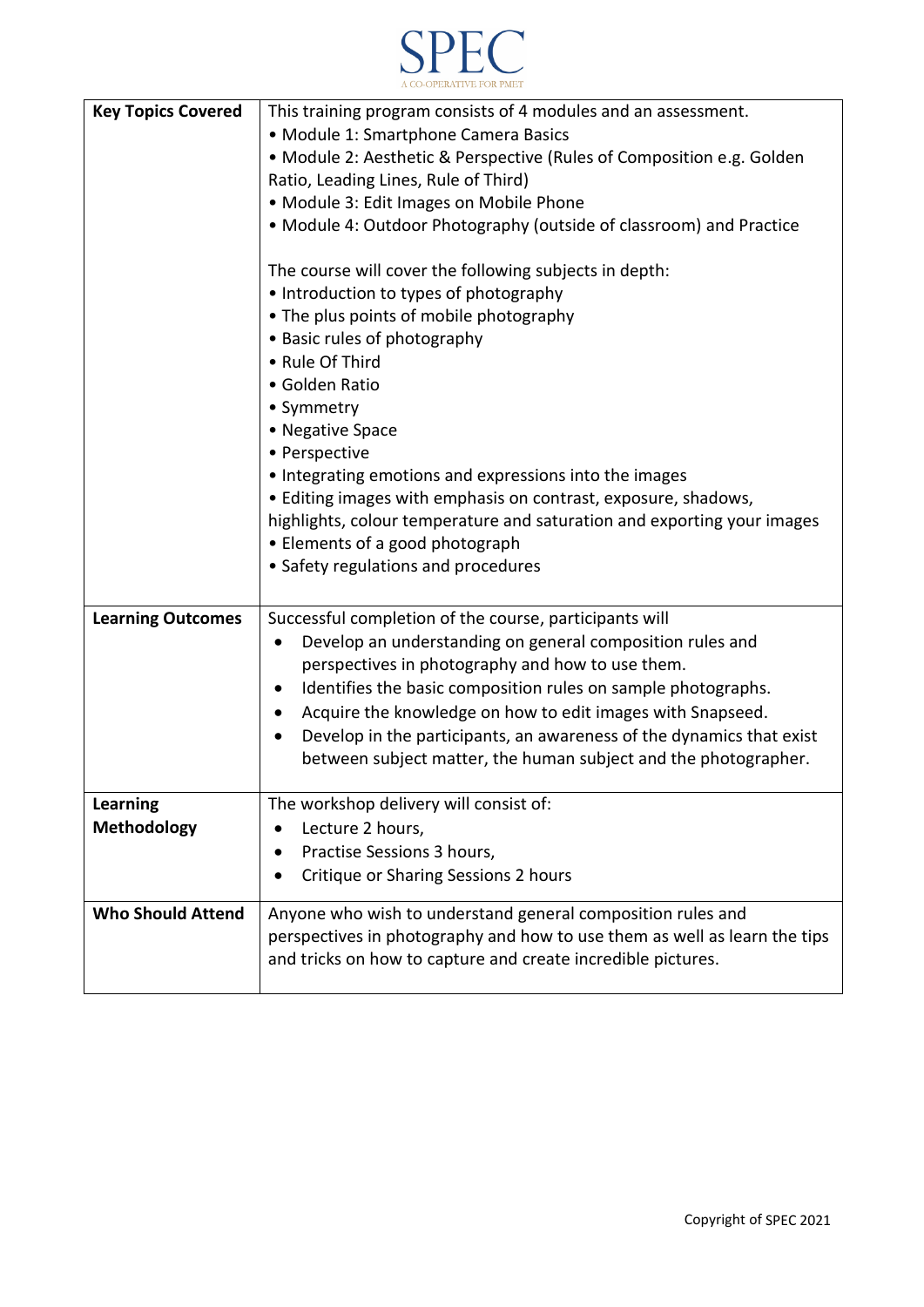SPEC
A CO-OPERATIVE FOR PMET

| | |
|---|---|
| **Key Topics Covered** | This training program consists of 4 modules and an assessment.<br>• Module 1: Smartphone Camera Basics<br>• Module 2: Aesthetic & Perspective (Rules of Composition e.g. Golden Ratio, Leading Lines, Rule of Third)<br>• Module 3: Edit Images on Mobile Phone<br>• Module 4: Outdoor Photography (outside of classroom) and Practice<br><br>The course will cover the following subjects in depth:<br>• Introduction to types of photography<br>• The plus points of mobile photography<br>• Basic rules of photography<br>• Rule Of Third<br>• Golden Ratio<br>• Symmetry<br>• Negative Space<br>• Perspective<br>• Integrating emotions and expressions into the images<br>• Editing images with emphasis on contrast, exposure, shadows, highlights, colour temperature and saturation and exporting your images<br>• Elements of a good photograph<br>• Safety regulations and procedures |
| **Learning Outcomes** | Successful completion of the course, participants will<br>• Develop an understanding on general composition rules and perspectives in photography and how to use them.<br>• Identifies the basic composition rules on sample photographs.<br>• Acquire the knowledge on how to edit images with Snapseed.<br>• Develop in the participants, an awareness of the dynamics that exist between subject matter, the human subject and the photographer. |
| **Learning Methodology** | The workshop delivery will consist of:<br>• Lecture 2 hours,<br>• Practise Sessions 3 hours,<br>• Critique or Sharing Sessions 2 hours |
| **Who Should Attend** | Anyone who wish to understand general composition rules and perspectives in photography and how to use them as well as learn the tips and tricks on how to capture and create incredible pictures. |

Copyright of SPEC 2021